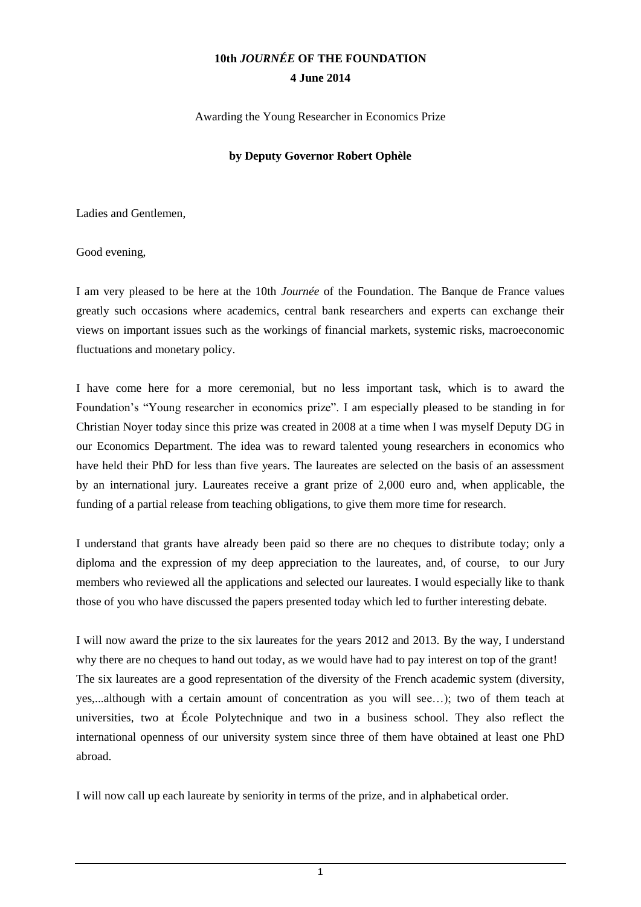# 10th *JOURNÉE* OF THE FOUNDATION

**4 June 2014**

Awarding the Young Researcher in Economics Prize

**by Deputy Governor Robert Ophèle**

Ladies and Gentlemen,

Good evening,

I am very pleased to be here at the 10th *Journée* of the Foundation. The Banque de France values greatly such occasions where academics, central bank researchers and experts can exchange their views on important issues such as the workings of financial markets, systemic risks, macroeconomic fluctuations and monetary policy.

I have come here for a more ceremonial, but no less important task, which is to award the Foundation's "Young researcher in economics prize". I am especially pleased to be standing in for Christian Noyer today since this prize was created in 2008 at a time when I was myself Deputy DG in our Economics Department. The idea was to reward talented young researchers in economics who have held their PhD for less than five years. The laureates are selected on the basis of an assessment by an international jury. Laureates receive a grant prize of 2,000 euro and, when applicable, the funding of a partial release from teaching obligations, to give them more time for research.

I understand that grants have already been paid so there are no cheques to distribute today; only a diploma and the expression of my deep appreciation to the laureates, and, of course, to our Jury members who reviewed all the applications and selected our laureates. I would especially like to thank those of you who have discussed the papers presented today which led to further interesting debate.

I will now award the prize to the six laureates for the years 2012 and 2013. By the way, I understand why there are no cheques to hand out today, as we would have had to pay interest on top of the grant! The six laureates are a good representation of the diversity of the French academic system (diversity, yes,...although with a certain amount of concentration as you will see…); two of them teach at universities, two at École Polytechnique and two in a business school. They also reflect the international openness of our university system since three of them have obtained at least one PhD abroad.

I will now call up each laureate by seniority in terms of the prize, and in alphabetical order.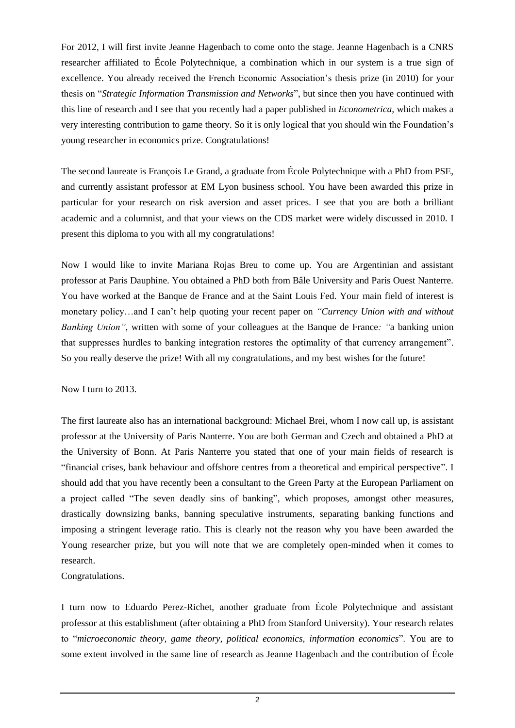For 2012, I will first invite Jeanne Hagenbach to come onto the stage. Jeanne Hagenbach is a CNRS researcher affiliated to École Polytechnique, a combination which in our system is a true sign of excellence. You already received the French Economic Association's thesis prize (in 2010) for your thesis on "*Strategic Information Transmission and Networks*", but since then you have continued with this line of research and I see that you recently had a paper published in *Econometrica,* which makes a very interesting contribution to game theory. So it is only logical that you should win the Foundation's young researcher in economics prize. Congratulations!

The second laureate is François Le Grand, a graduate from École Polytechnique with a PhD from PSE, and currently assistant professor at EM Lyon business school. You have been awarded this prize in particular for your research on risk aversion and asset prices. I see that you are both a brilliant academic and a columnist, and that your views on the CDS market were widely discussed in 2010. I present this diploma to you with all my congratulations!

Now I would like to invite Mariana Rojas Breu to come up. You are Argentinian and assistant professor at Paris Dauphine. You obtained a PhD both from Bâle University and Paris Ouest Nanterre. You have worked at the Banque de France and at the Saint Louis Fed. Your main field of interest is monetary policy…and I can't help quoting your recent paper on *"Currency Union with and without Banking Union",* written with some of your colleagues at the Banque de France*: "*a banking union that suppresses hurdles to banking integration restores the optimality of that currency arrangement". So you really deserve the prize! With all my congratulations, and my best wishes for the future!

Now I turn to 2013.

The first laureate also has an international background: Michael Brei, whom I now call up, is assistant professor at the University of Paris Nanterre. You are both German and Czech and obtained a PhD at the University of Bonn. At Paris Nanterre you stated that one of your main fields of research is "financial crises, bank behaviour and offshore centres from a theoretical and empirical perspective". I should add that you have recently been a consultant to the Green Party at the European Parliament on a project called "The seven deadly sins of banking", which proposes, amongst other measures, drastically downsizing banks, banning speculative instruments, separating banking functions and imposing a stringent leverage ratio. This is clearly not the reason why you have been awarded the Young researcher prize, but you will note that we are completely open-minded when it comes to research.

Congratulations.

I turn now to Eduardo Perez-Richet, another graduate from École Polytechnique and assistant professor at this establishment (after obtaining a PhD from Stanford University). Your research relates to "*microeconomic theory, game theory, political economics, information economics*". You are to some extent involved in the same line of research as Jeanne Hagenbach and the contribution of École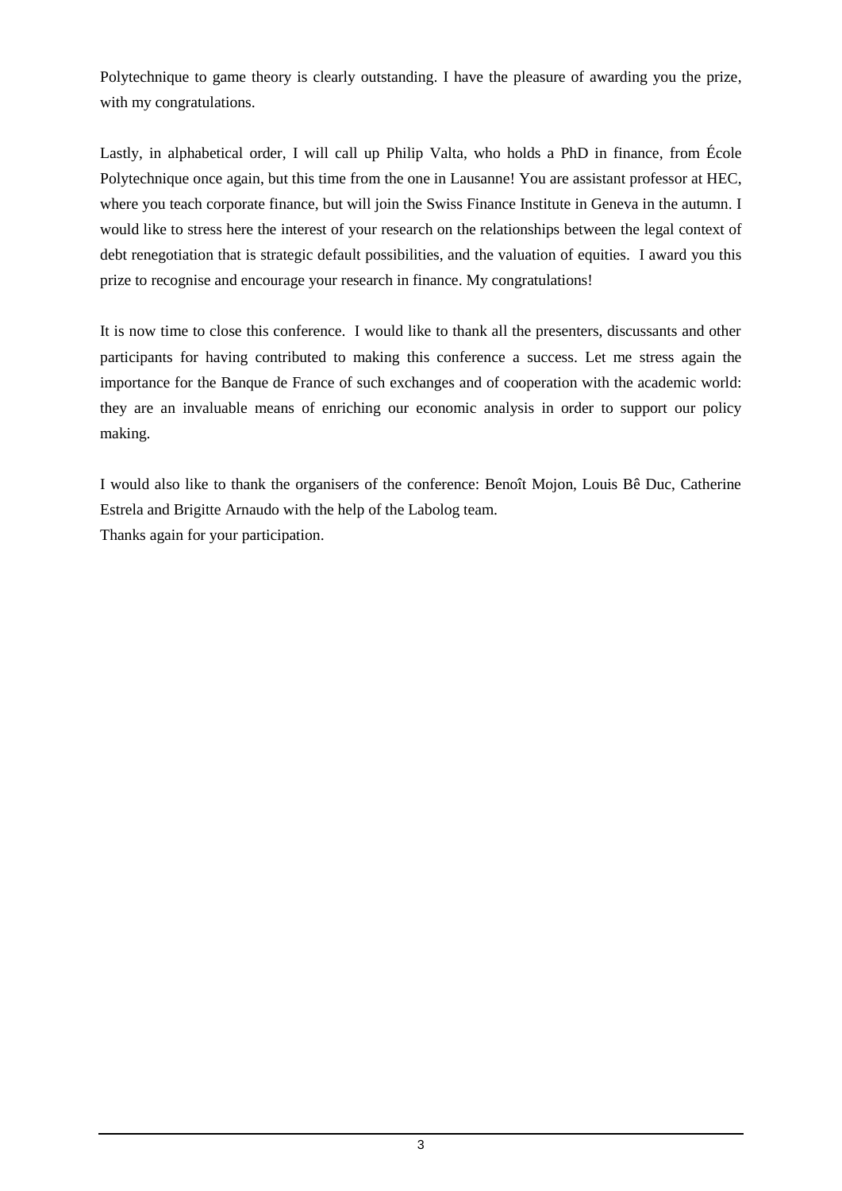Polytechnique to game theory is clearly outstanding. I have the pleasure of awarding you the prize, with my congratulations.

Lastly, in alphabetical order, I will call up Philip Valta, who holds a PhD in finance, from École Polytechnique once again, but this time from the one in Lausanne! You are assistant professor at HEC, where you teach corporate finance, but will join the Swiss Finance Institute in Geneva in the autumn. I would like to stress here the interest of your research on the relationships between the legal context of debt renegotiation that is strategic default possibilities, and the valuation of equities. I award you this prize to recognise and encourage your research in finance. My congratulations!

It is now time to close this conference. I would like to thank all the presenters, discussants and other participants for having contributed to making this conference a success. Let me stress again the importance for the Banque de France of such exchanges and of cooperation with the academic world: they are an invaluable means of enriching our economic analysis in order to support our policy making.

I would also like to thank the organisers of the conference: Benoît Mojon, Louis Bê Duc, Catherine Estrela and Brigitte Arnaudo with the help of the Labolog team.
Thanks again for your participation.